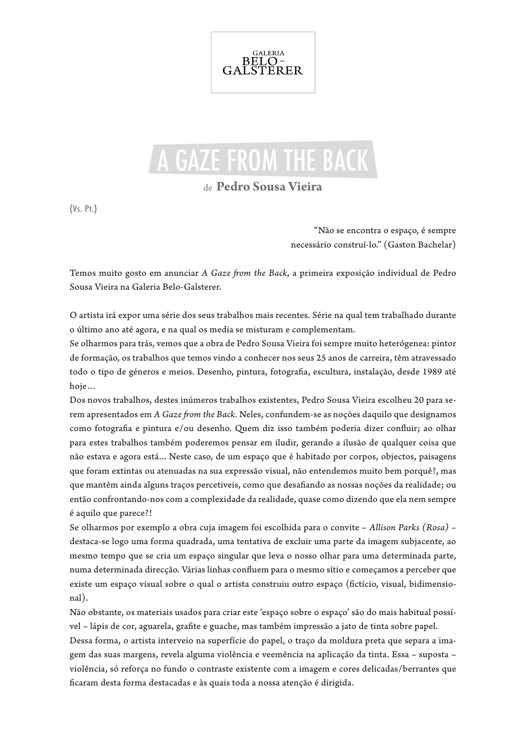GALERIA BELO-GALSTERER

# A GAZE FROM THE BACK

de **Pedro Sousa Vieira**

(Vs. Pt.)

"Não se encontra o espaço, é sempre necessário construí-lo." (Gaston Bachelar)

Temos muito gosto em anunciar *A Gaze from the Back*, a primeira exposição individual de Pedro Sousa Vieira na Galeria Belo-Galsterer.

O artista irá expor uma série dos seus trabalhos mais recentes. Série na qual tem trabalhado durante o último ano até agora, e na qual os media se misturam e complementam.

Se olharmos para trás, vemos que a obra de Pedro Sousa Vieira foi sempre muito heterógenea: pintor de formação, os trabalhos que temos vindo a conhecer nos seus 25 anos de carreira, têm atravessado todo o tipo de géneros e meios. Desenho, pintura, fotografia, escultura, instalação, desde 1989 até hoje…

Dos novos trabalhos, destes inúmeros trabalhos existentes, Pedro Sousa Vieira escolheu 20 para serem apresentados em *A Gaze from the Back*. Neles, confundem-se as noções daquilo que designamos como fotografia e pintura e/ou desenho. Quem diz isso também poderia dizer confluir; ao olhar para estes trabalhos também poderemos pensar em iludir, gerando a ilusão de qualquer coisa que não estava e agora está... Neste caso, de um espaço que é habitado por corpos, objectos, paisagens que foram extintas ou atenuadas na sua expressão visual, não entendemos muito bem porquê?, mas que mantêm ainda alguns traços percetiveis, como que desafiando as nossas noções da realidade; ou então confrontando-nos com a complexidade da realidade, quase como dizendo que ela nem sempre é aquilo que parece?!

Se olharmos por exemplo a obra cuja imagem foi escolhida para o convite – *Allison Parks (Rosa)* – destaca-se logo uma forma quadrada, uma tentativa de excluir uma parte da imagem subjacente, ao mesmo tempo que se cria um espaço singular que leva o nosso olhar para uma determinada parte, numa determinada direcção. Várias linhas confluem para o mesmo sítio e começamos a perceber que existe um espaço visual sobre o qual o artista construiu outro espaço (fictício, visual, bidimensional).

Não obstante, os materiais usados para criar este 'espaço sobre o espaço' são do mais habitual possível – lápis de cor, aguarela, grafite e guache, mas também impressão a jato de tinta sobre papel.

Dessa forma, o artista interveio na superfície do papel, o traço da moldura preta que separa a imagem das suas margens, revela alguma violência e veemência na aplicação da tinta. Essa – suposta – violência, só reforça no fundo o contraste existente com a imagem e cores delicadas/berrantes que ficaram desta forma destacadas e às quais toda a nossa atenção é dirigida.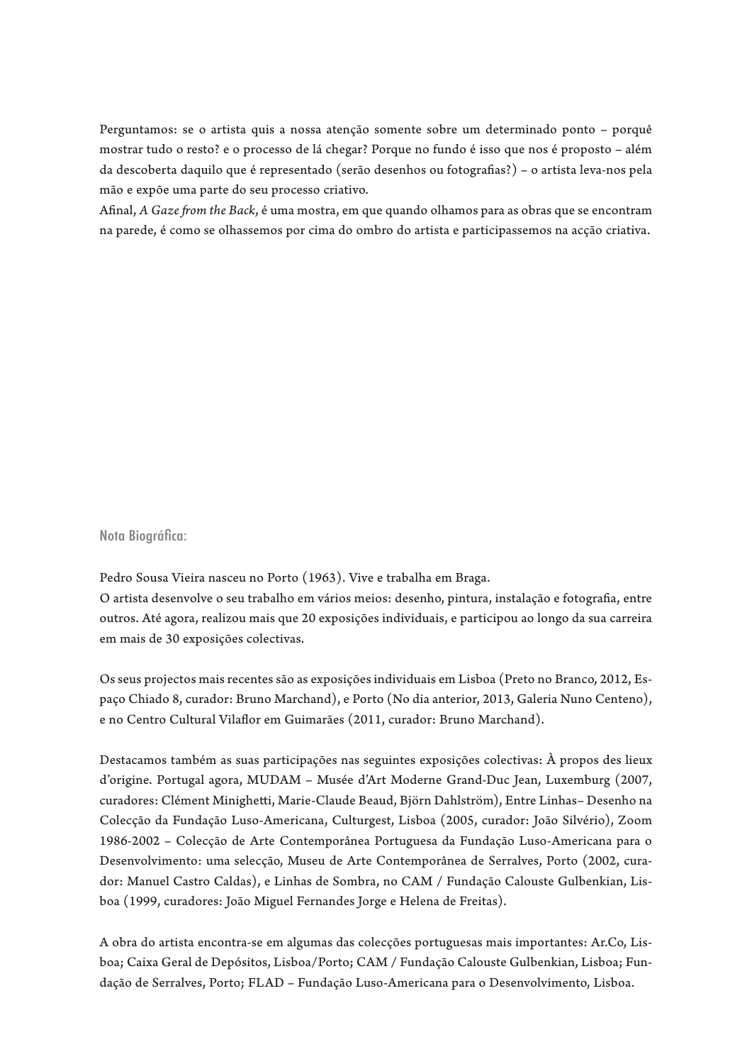Perguntamos: se o artista quis a nossa atenção somente sobre um determinado ponto – porquê mostrar tudo o resto? e o processo de lá chegar? Porque no fundo é isso que nos é proposto – além da descoberta daquilo que é representado (serão desenhos ou fotografias?) – o artista leva-nos pela mão e expõe uma parte do seu processo criativo.
Afinal, *A Gaze from the Back*, é uma mostra, em que quando olhamos para as obras que se encontram na parede, é como se olhassemos por cima do ombro do artista e participassemos na acção criativa.

## Nota Biográfica:

Pedro Sousa Vieira nasceu no Porto (1963). Vive e trabalha em Braga.
O artista desenvolve o seu trabalho em vários meios: desenho, pintura, instalação e fotografia, entre outros. Até agora, realizou mais que 20 exposições individuais, e participou ao longo da sua carreira em mais de 30 exposições colectivas.

Os seus projectos mais recentes são as exposições individuais em Lisboa (Preto no Branco, 2012, Espaço Chiado 8, curador: Bruno Marchand), e Porto (No dia anterior, 2013, Galeria Nuno Centeno), e no Centro Cultural Vilaflor em Guimarães (2011, curador: Bruno Marchand).

Destacamos também as suas participações nas seguintes exposições colectivas: À propos des lieux d'origine. Portugal agora, MUDAM – Musée d'Art Moderne Grand-Duc Jean, Luxemburg (2007, curadores: Clément Minighetti, Marie-Claude Beaud, Björn Dahlström), Entre Linhas– Desenho na Colecção da Fundação Luso-Americana, Culturgest, Lisboa (2005, curador: João Silvério), Zoom 1986-2002 – Colecção de Arte Contemporânea Portuguesa da Fundação Luso-Americana para o Desenvolvimento: uma selecção, Museu de Arte Contemporânea de Serralves, Porto (2002, curador: Manuel Castro Caldas), e Linhas de Sombra, no CAM / Fundação Calouste Gulbenkian, Lisboa (1999, curadores: João Miguel Fernandes Jorge e Helena de Freitas).

A obra do artista encontra-se em algumas das colecções portuguesas mais importantes: Ar.Co, Lisboa; Caixa Geral de Depósitos, Lisboa/Porto; CAM / Fundação Calouste Gulbenkian, Lisboa; Fundação de Serralves, Porto; FLAD – Fundação Luso-Americana para o Desenvolvimento, Lisboa.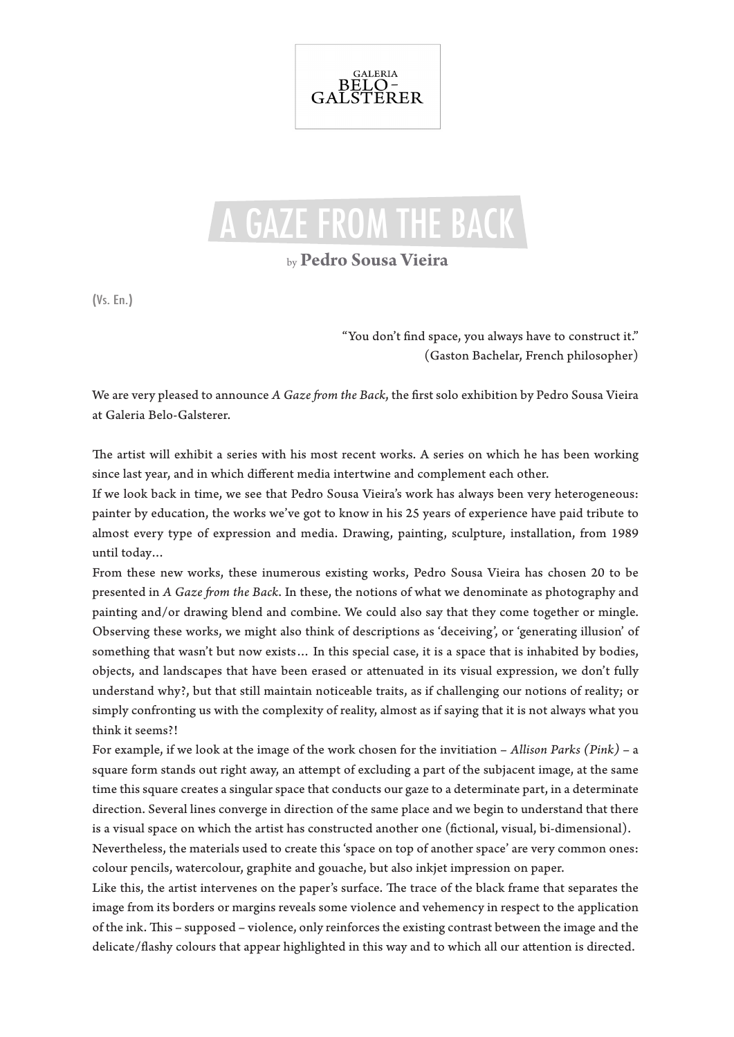GALERIA
BELO-
GALSTERER

# A GAZE FROM THE BACK

by **Pedro Sousa Vieira**

(Vs. En.)

"You don't find space, you always have to construct it."
(Gaston Bachelar, French philosopher)

We are very pleased to announce *A Gaze from the Back*, the first solo exhibition by Pedro Sousa Vieira at Galeria Belo-Galsterer.

The artist will exhibit a series with his most recent works. A series on which he has been working since last year, and in which different media intertwine and complement each other.
If we look back in time, we see that Pedro Sousa Vieira's work has always been very heterogeneous: painter by education, the works we've got to know in his 25 years of experience have paid tribute to almost every type of expression and media. Drawing, painting, sculpture, installation, from 1989 until today…
From these new works, these inumerous existing works, Pedro Sousa Vieira has chosen 20 to be presented in *A Gaze from the Back*. In these, the notions of what we denominate as photography and painting and/or drawing blend and combine. We could also say that they come together or mingle. Observing these works, we might also think of descriptions as 'deceiving', or 'generating illusion' of something that wasn't but now exists… In this special case, it is a space that is inhabited by bodies, objects, and landscapes that have been erased or attenuated in its visual expression, we don't fully understand why?, but that still maintain noticeable traits, as if challenging our notions of reality; or simply confronting us with the complexity of reality, almost as if saying that it is not always what you think it seems?!
For example, if we look at the image of the work chosen for the invitiation – *Allison Parks (Pink)* – a square form stands out right away, an attempt of excluding a part of the subjacent image, at the same time this square creates a singular space that conducts our gaze to a determinate part, in a determinate direction. Several lines converge in direction of the same place and we begin to understand that there is a visual space on which the artist has constructed another one (fictional, visual, bi-dimensional).
Nevertheless, the materials used to create this 'space on top of another space' are very common ones: colour pencils, watercolour, graphite and gouache, but also inkjet impression on paper.
Like this, the artist intervenes on the paper's surface. The trace of the black frame that separates the image from its borders or margins reveals some violence and vehemency in respect to the application of the ink. This – supposed – violence, only reinforces the existing contrast between the image and the delicate/flashy colours that appear highlighted in this way and to which all our attention is directed.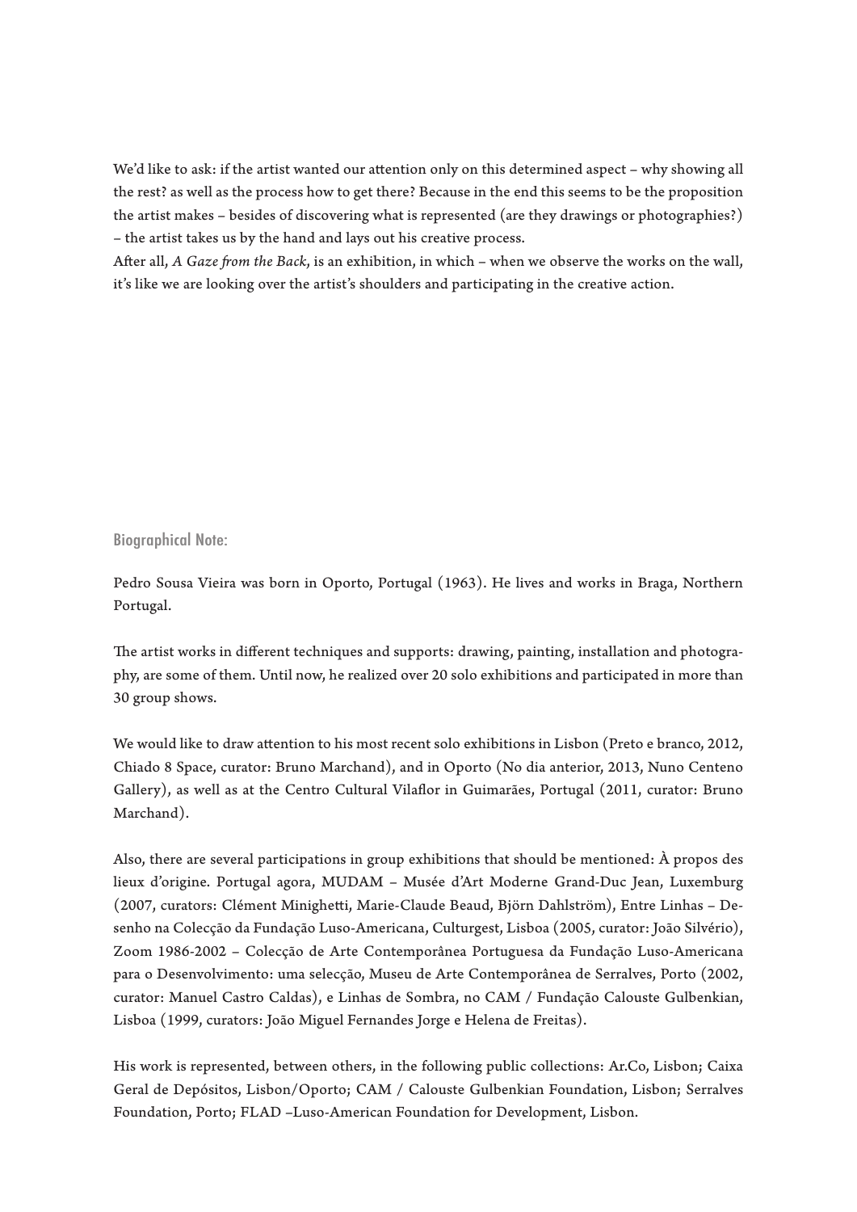We'd like to ask: if the artist wanted our attention only on this determined aspect – why showing all the rest? as well as the process how to get there? Because in the end this seems to be the proposition the artist makes – besides of discovering what is represented (are they drawings or photographies?) – the artist takes us by the hand and lays out his creative process.
After all, *A Gaze from the Back*, is an exhibition, in which – when we observe the works on the wall, it's like we are looking over the artist's shoulders and participating in the creative action.

## Biographical Note:

Pedro Sousa Vieira was born in Oporto, Portugal (1963). He lives and works in Braga, Northern Portugal.

The artist works in different techniques and supports: drawing, painting, installation and photography, are some of them. Until now, he realized over 20 solo exhibitions and participated in more than 30 group shows.

We would like to draw attention to his most recent solo exhibitions in Lisbon (Preto e branco, 2012, Chiado 8 Space, curator: Bruno Marchand), and in Oporto (No dia anterior, 2013, Nuno Centeno Gallery), as well as at the Centro Cultural Vilaflor in Guimarães, Portugal (2011, curator: Bruno Marchand).

Also, there are several participations in group exhibitions that should be mentioned: À propos des lieux d'origine. Portugal agora, MUDAM – Musée d'Art Moderne Grand-Duc Jean, Luxemburg (2007, curators: Clément Minighetti, Marie-Claude Beaud, Björn Dahlström), Entre Linhas – Desenho na Colecção da Fundação Luso-Americana, Culturgest, Lisboa (2005, curator: João Silvério), Zoom 1986-2002 – Colecção de Arte Contemporânea Portuguesa da Fundação Luso-Americana para o Desenvolvimento: uma selecção, Museu de Arte Contemporânea de Serralves, Porto (2002, curator: Manuel Castro Caldas), e Linhas de Sombra, no CAM / Fundação Calouste Gulbenkian, Lisboa (1999, curators: João Miguel Fernandes Jorge e Helena de Freitas).

His work is represented, between others, in the following public collections: Ar.Co, Lisbon; Caixa Geral de Depósitos, Lisbon/Oporto; CAM / Calouste Gulbenkian Foundation, Lisbon; Serralves Foundation, Porto; FLAD –Luso-American Foundation for Development, Lisbon.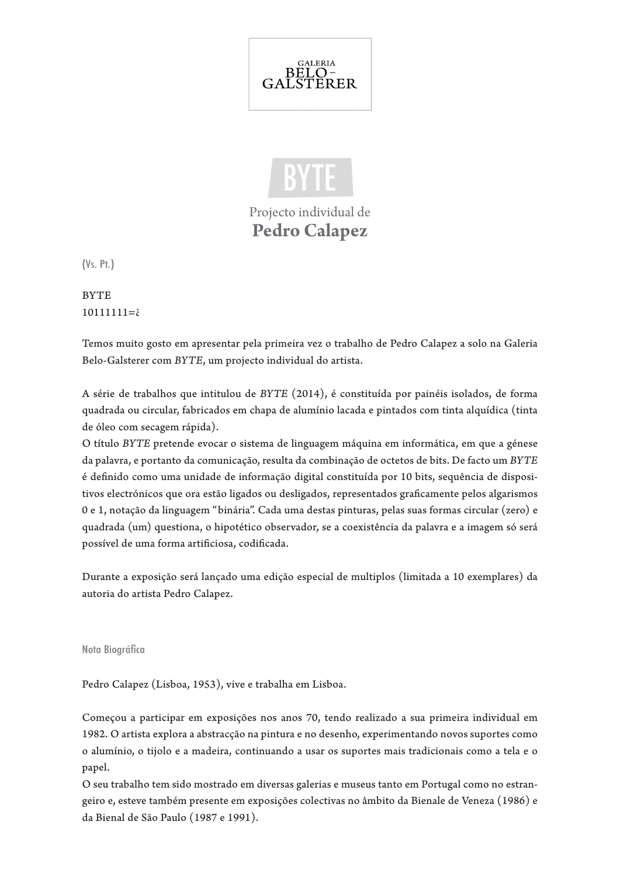GALERIA
BELO-
GALSTERER

# BYTE

## Projecto individual de
## Pedro Calapez

(Vs. Pt.)

BYTE
10111111=¿

Temos muito gosto em apresentar pela primeira vez o trabalho de Pedro Calapez a solo na Galeria Belo-Galsterer com *BYTE*, um projecto individual do artista.

A série de trabalhos que intitulou de *BYTE* (2014), é constituída por painéis isolados, de forma quadrada ou circular, fabricados em chapa de alumínio lacada e pintados com tinta alquídica (tinta de óleo com secagem rápida).
O título *BYTE* pretende evocar o sistema de linguagem máquina em informática, em que a génese da palavra, e portanto da comunicação, resulta da combinação de octetos de bits. De facto um *BYTE* é definido como uma unidade de informação digital constituída por 10 bits, sequência de dispositivos electrónicos que ora estão ligados ou desligados, representados graficamente pelos algarismos 0 e 1, notação da linguagem "binária". Cada uma destas pinturas, pelas suas formas circular (zero) e quadrada (um) questiona, o hipotético observador, se a coexistência da palavra e a imagem só será possível de uma forma artificiosa, codificada.

Durante a exposição será lançado uma edição especial de multiplos (limitada a 10 exemplares) da autoria do artista Pedro Calapez.

Nota Biográfica

Pedro Calapez (Lisboa, 1953), vive e trabalha em Lisboa.

Começou a participar em exposições nos anos 70, tendo realizado a sua primeira individual em 1982. O artista explora a abstracção na pintura e no desenho, experimentando novos suportes como o alumínio, o tijolo e a madeira, continuando a usar os suportes mais tradicionais como a tela e o papel.
O seu trabalho tem sido mostrado em diversas galerias e museus tanto em Portugal como no estrangeiro e, esteve também presente em exposições colectivas no âmbito da Bienale de Veneza (1986) e da Bienal de São Paulo (1987 e 1991).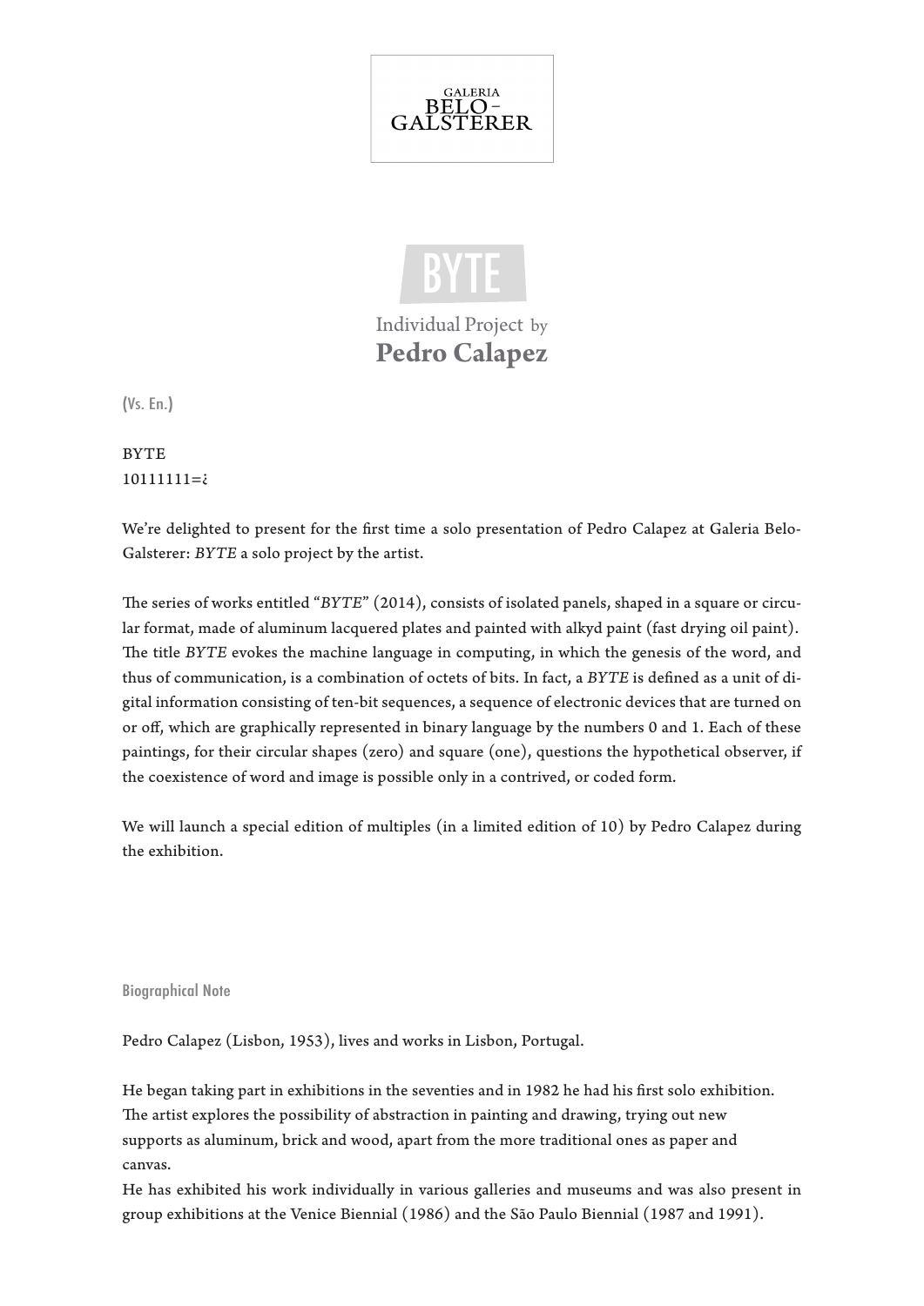GALERIA
BELO-
GALSTERER

# BYTE

Individual Project by
## Pedro Calapez

(Vs. En.)

BYTE
10111111=¿

We're delighted to present for the first time a solo presentation of Pedro Calapez at Galeria Belo-Galsterer: *BYTE* a solo project by the artist.

The series of works entitled "*BYTE*" (2014), consists of isolated panels, shaped in a square or circular format, made of aluminum lacquered plates and painted with alkyd paint (fast drying oil paint). The title *BYTE* evokes the machine language in computing, in which the genesis of the word, and thus of communication, is a combination of octets of bits. In fact, a *BYTE* is defined as a unit of digital information consisting of ten-bit sequences, a sequence of electronic devices that are turned on or off, which are graphically represented in binary language by the numbers 0 and 1. Each of these paintings, for their circular shapes (zero) and square (one), questions the hypothetical observer, if the coexistence of word and image is possible only in a contrived, or coded form.

We will launch a special edition of multiples (in a limited edition of 10) by Pedro Calapez during the exhibition.

Biographical Note

Pedro Calapez (Lisbon, 1953), lives and works in Lisbon, Portugal.

He began taking part in exhibitions in the seventies and in 1982 he had his first solo exhibition. The artist explores the possibility of abstraction in painting and drawing, trying out new supports as aluminum, brick and wood, apart from the more traditional ones as paper and canvas.
He has exhibited his work individually in various galleries and museums and was also present in group exhibitions at the Venice Biennial (1986) and the São Paulo Biennial (1987 and 1991).